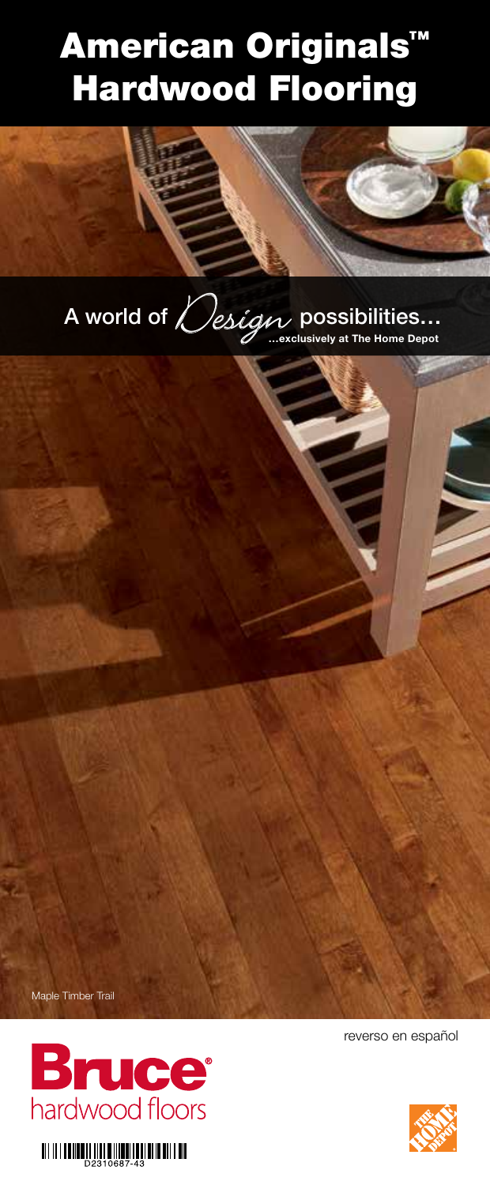# American Originals™ Hardwood Flooring

A world of *Design* possibilities...

**...exclusively at The Home Depot**

Maple Timber Trail

reverso en español

Bruce® hardwood floors

D2310687-43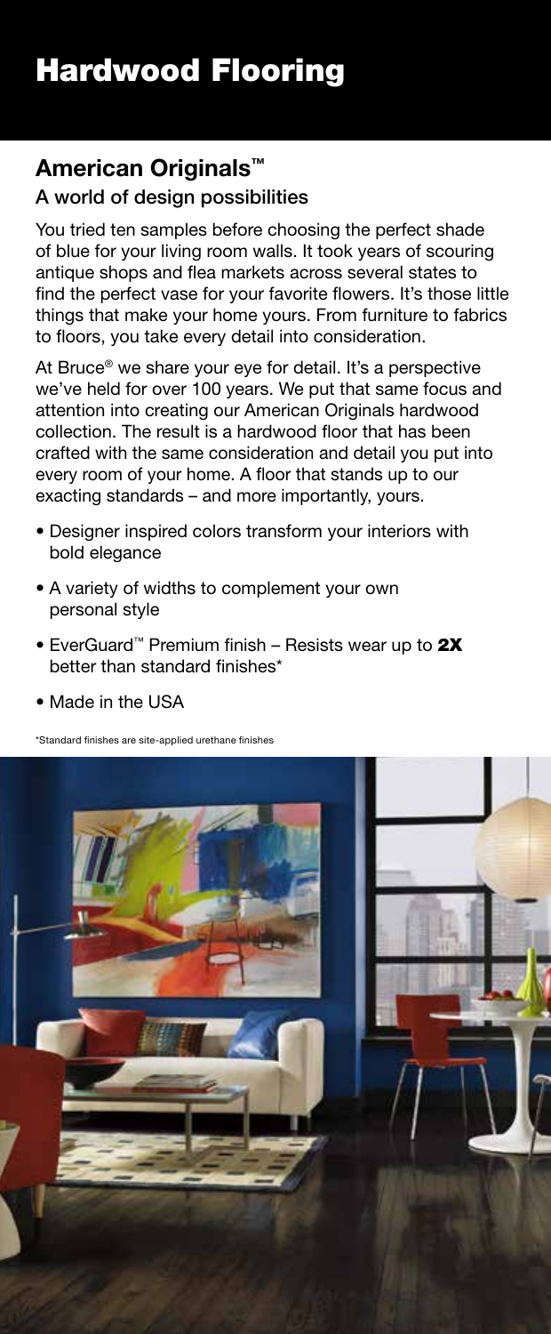# Hardwood Flooring

## American Originals™

### A world of design possibilities

You tried ten samples before choosing the perfect shade of blue for your living room walls. It took years of scouring antique shops and flea markets across several states to find the perfect vase for your favorite flowers. It's those little things that make your home yours. From furniture to fabrics to floors, you take every detail into consideration.

At Bruce® we share your eye for detail. It's a perspective we've held for over 100 years. We put that same focus and attention into creating our American Originals hardwood collection. The result is a hardwood floor that has been crafted with the same consideration and detail you put into every room of your home. A floor that stands up to our exacting standards – and more importantly, yours.

- Designer inspired colors transform your interiors with bold elegance
- A variety of widths to complement your own personal style
- EverGuard™ Premium finish – Resists wear up to **2X** better than standard finishes*
- Made in the USA

*Standard finishes are site-applied urethane finishes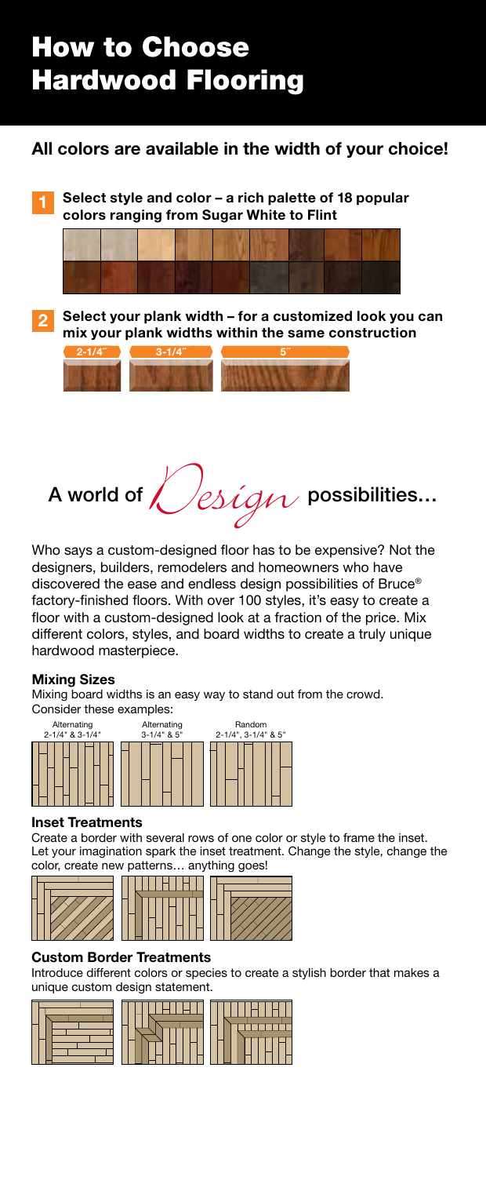# How to Choose Hardwood Flooring

## All colors are available in the width of your choice!

**1** **Select style and color – a rich palette of 18 popular colors ranging from Sugar White to Flint**

**2** **Select your plank width – for a customized look you can mix your plank widths within the same construction**

2-1/4" 3-1/4" 5"

## A world of *Design* possibilities…

Who says a custom-designed floor has to be expensive? Not the designers, builders, remodelers and homeowners who have discovered the ease and endless design possibilities of Bruce® factory-finished floors. With over 100 styles, it's easy to create a floor with a custom-designed look at a fraction of the price. Mix different colors, styles, and board widths to create a truly unique hardwood masterpiece.

### Mixing Sizes

Mixing board widths is an easy way to stand out from the crowd. Consider these examples:

Alternating 2-1/4" & 3-1/4" | Alternating 3-1/4" & 5" | Random 2-1/4", 3-1/4" & 5"

### Inset Treatments

Create a border with several rows of one color or style to frame the inset. Let your imagination spark the inset treatment. Change the style, change the color, create new patterns… anything goes!

### Custom Border Treatments

Introduce different colors or species to create a stylish border that makes a unique custom design statement.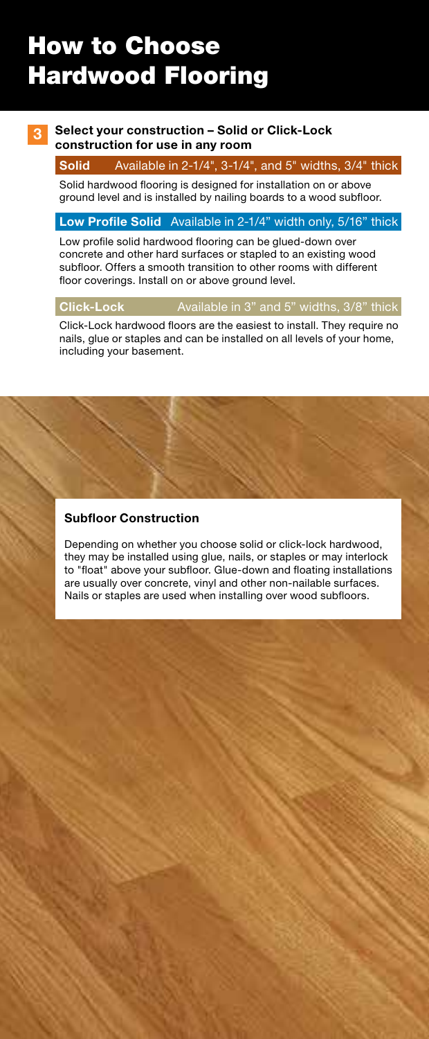# How to Choose Hardwood Flooring

## 3 Select your construction – Solid or Click-Lock construction for use in any room

**Solid** Available in 2-1/4", 3-1/4", and 5" widths, 3/4" thick

Solid hardwood flooring is designed for installation on or above ground level and is installed by nailing boards to a wood subfloor.

**Low Profile Solid** Available in 2-1/4" width only, 5/16" thick

Low profile solid hardwood flooring can be glued-down over concrete and other hard surfaces or stapled to an existing wood subfloor. Offers a smooth transition to other rooms with different floor coverings. Install on or above ground level.

**Click-Lock** Available in 3" and 5" widths, 3/8" thick

Click-Lock hardwood floors are the easiest to install. They require no nails, glue or staples and can be installed on all levels of your home, including your basement.

### Subfloor Construction

Depending on whether you choose solid or click-lock hardwood, they may be installed using glue, nails, or staples or may interlock to "float" above your subfloor. Glue-down and floating installations are usually over concrete, vinyl and other non-nailable surfaces. Nails or staples are used when installing over wood subfloors.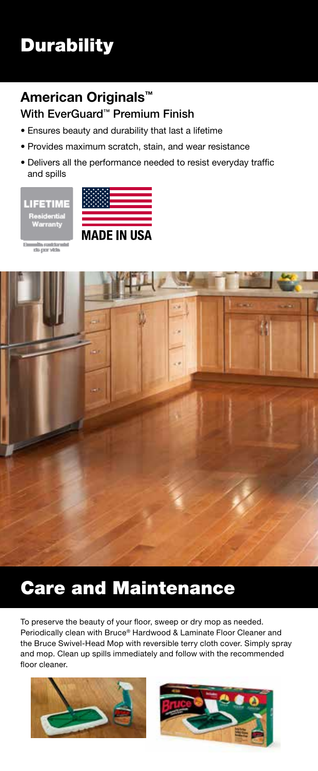# Durability

## American Originals™

### With EverGuard™ Premium Finish

- Ensures beauty and durability that last a lifetime
- Provides maximum scratch, stain, and wear resistance
- Delivers all the performance needed to resist everyday traffic and spills

LIFETIME Residential Warranty

MADE IN USA

# Care and Maintenance

To preserve the beauty of your floor, sweep or dry mop as needed. Periodically clean with Bruce® Hardwood & Laminate Floor Cleaner and the Bruce Swivel-Head Mop with reversible terry cloth cover. Simply spray and mop. Clean up spills immediately and follow with the recommended floor cleaner.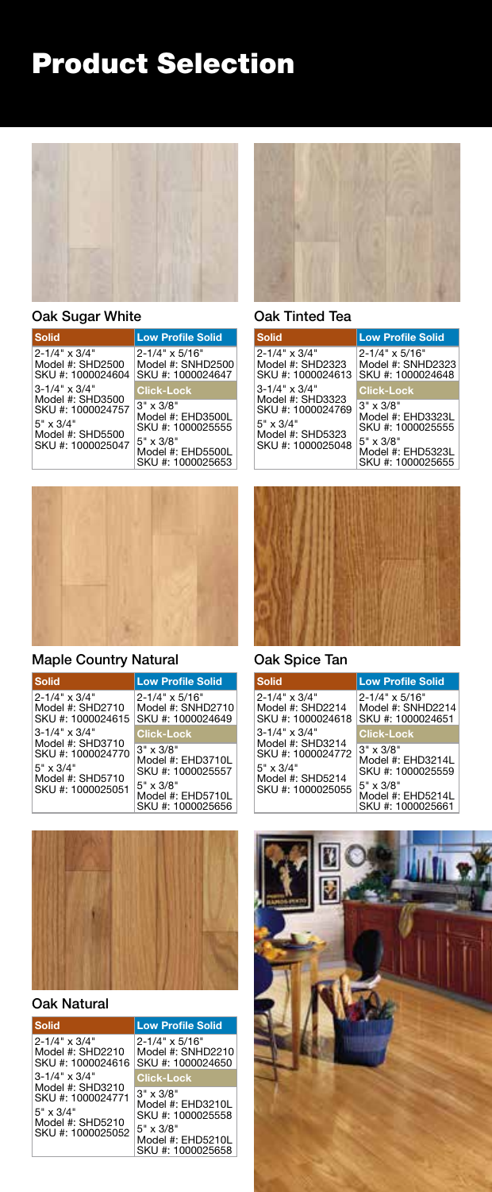# Product Selection

## Oak Sugar White

| Solid | Low Profile Solid |
| --- | --- |
| 2-1/4" x 3/4"<br>Model #: SHD2500<br>SKU #: 1000024604 | 2-1/4" x 5/16"<br>Model #: SNHD2500<br>SKU #: 1000024647 |
| 3-1/4" x 3/4"<br>Model #: SHD3500<br>SKU #: 1000024757 | **Click-Lock** |
| 5" x 3/4"<br>Model #: SHD5500<br>SKU #: 1000025047 | 3" x 3/8"<br>Model #: EHD3500L<br>SKU #: 1000025555<br>5" x 3/8"<br>Model #: EHD5500L<br>SKU #: 1000025653 |

## Oak Tinted Tea

| Solid | Low Profile Solid |
| --- | --- |
| 2-1/4" x 3/4"<br>Model #: SHD2323<br>SKU #: 1000024613 | 2-1/4" x 5/16"<br>Model #: SNHD2323<br>SKU #: 1000024648 |
| 3-1/4" x 3/4"<br>Model #: SHD3323<br>SKU #: 1000024769 | **Click-Lock** |
| 5" x 3/4"<br>Model #: SHD5323<br>SKU #: 1000025048 | 3" x 3/8"<br>Model #: EHD3323L<br>SKU #: 1000025555<br>5" x 3/8"<br>Model #: EHD5323L<br>SKU #: 1000025655 |

## Maple Country Natural

| Solid | Low Profile Solid |
| --- | --- |
| 2-1/4" x 3/4"<br>Model #: SHD2710<br>SKU #: 1000024615 | 2-1/4" x 5/16"<br>Model #: SNHD2710<br>SKU #: 1000024649 |
| 3-1/4" x 3/4"<br>Model #: SHD3710<br>SKU #: 1000024770 | **Click-Lock** |
| 5" x 3/4"<br>Model #: SHD5710<br>SKU #: 1000025051 | 3" x 3/8"<br>Model #: EHD3710L<br>SKU #: 1000025557<br>5" x 3/8"<br>Model #: EHD5710L<br>SKU #: 1000025656 |

## Oak Spice Tan

| Solid | Low Profile Solid |
| --- | --- |
| 2-1/4" x 3/4"<br>Model #: SHD2214<br>SKU #: 1000024618 | 2-1/4" x 5/16"<br>Model #: SNHD2214<br>SKU #: 1000024651 |
| 3-1/4" x 3/4"<br>Model #: SHD3214<br>SKU #: 1000024772 | **Click-Lock** |
| 5" x 3/4"<br>Model #: SHD5214<br>SKU #: 1000025055 | 3" x 3/8"<br>Model #: EHD3214L<br>SKU #: 1000025559<br>5" x 3/8"<br>Model #: EHD5214L<br>SKU #: 1000025661 |

## Oak Natural

| Solid | Low Profile Solid |
| --- | --- |
| 2-1/4" x 3/4"<br>Model #: SHD2210<br>SKU #: 1000024616 | 2-1/4" x 5/16"<br>Model #: SNHD2210<br>SKU #: 1000024650 |
| 3-1/4" x 3/4"<br>Model #: SHD3210<br>SKU #: 1000024771 | **Click-Lock** |
| 5" x 3/4"<br>Model #: SHD5210<br>SKU #: 1000025052 | 3" x 3/8"<br>Model #: EHD3210L<br>SKU #: 1000025558<br>5" x 3/8"<br>Model #: EHD5210L<br>SKU #: 1000025658 |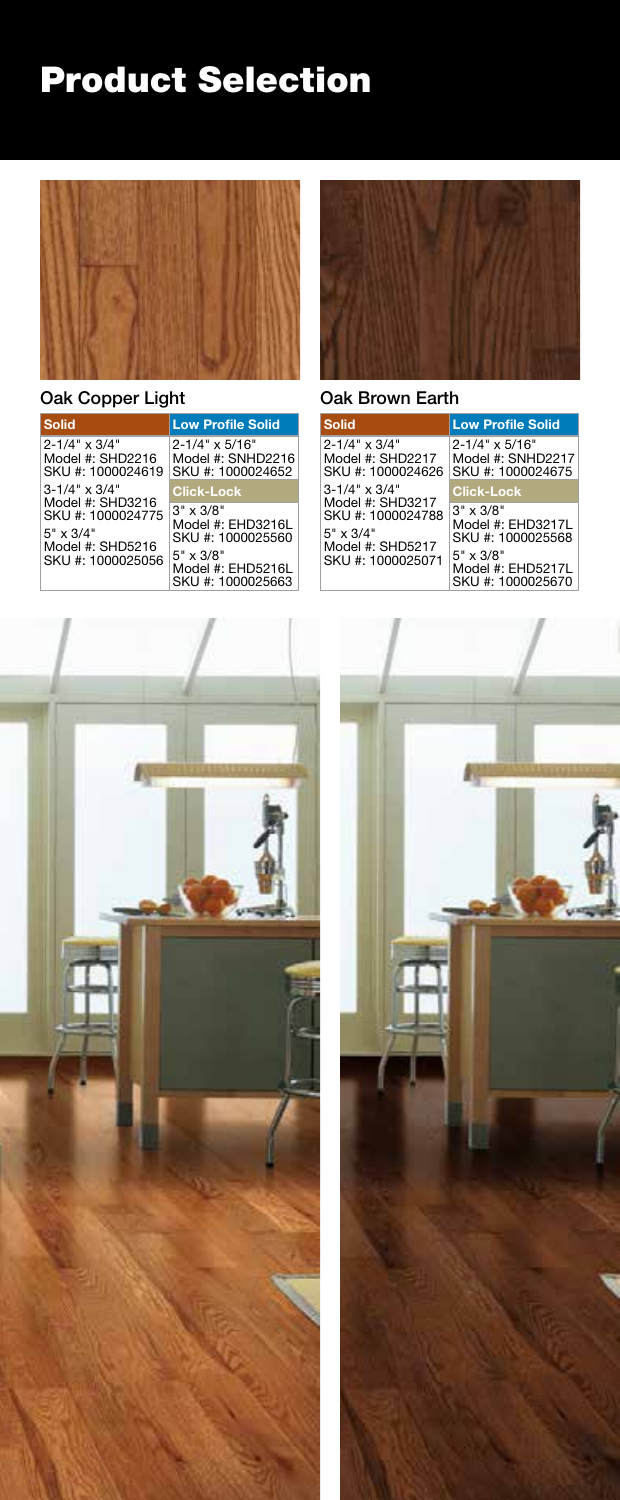# Product Selection

## Oak Copper Light

| Solid | Low Profile Solid |
|---|---|
| 2-1/4" x 3/4"<br>Model #: SHD2216<br>SKU #: 1000024619 | 2-1/4" x 5/16"<br>Model #: SNHD2216<br>SKU #: 1000024652 |
| 3-1/4" x 3/4"<br>Model #: SHD3216<br>SKU #: 1000024775 | **Click-Lock** |
| 5" x 3/4"<br>Model #: SHD5216<br>SKU #: 1000025056 | 3" x 3/8"<br>Model #: EHD3216L<br>SKU #: 1000025560 |
| | 5" x 3/8"<br>Model #: EHD5216L<br>SKU #: 1000025663 |

## Oak Brown Earth

| Solid | Low Profile Solid |
|---|---|
| 2-1/4" x 3/4"<br>Model #: SHD2217<br>SKU #: 1000024626 | 2-1/4" x 5/16"<br>Model #: SNHD2217<br>SKU #: 1000024675 |
| 3-1/4" x 3/4"<br>Model #: SHD3217<br>SKU #: 1000024788 | **Click-Lock** |
| 5" x 3/4"<br>Model #: SHD5217<br>SKU #: 1000025071 | 3" x 3/8"<br>Model #: EHD3217L<br>SKU #: 1000025568 |
| | 5" x 3/8"<br>Model #: EHD5217L<br>SKU #: 1000025670 |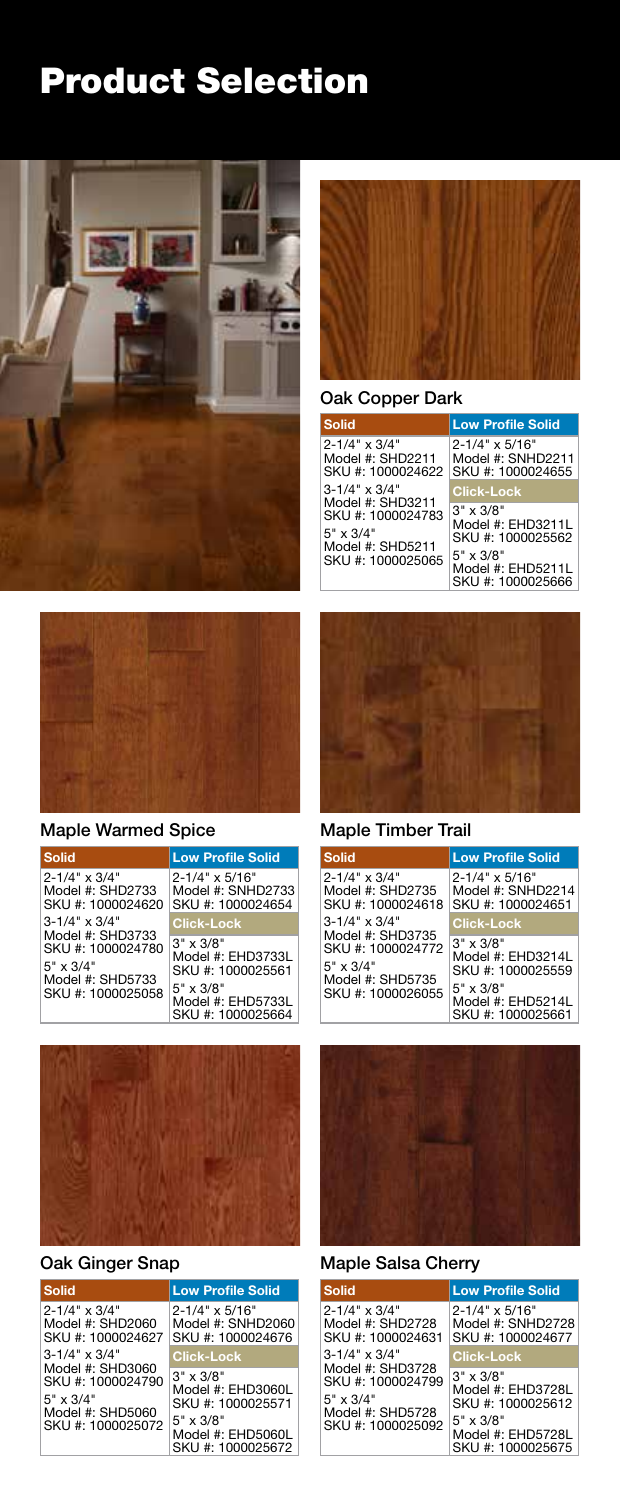# Product Selection

## Oak Copper Dark

| Solid | Low Profile Solid |
| --- | --- |
| 2-1/4" x 3/4"<br>Model #: SHD2211<br>SKU #: 1000024622 | 2-1/4" x 5/16"<br>Model #: SNHD2211<br>SKU #: 1000024655 |
| 3-1/4" x 3/4"<br>Model #: SHD3211<br>SKU #: 1000024783 | **Click-Lock** |
| 5" x 3/4"<br>Model #: SHD5211<br>SKU #: 1000025065 | 3" x 3/8"<br>Model #: EHD3211L<br>SKU #: 1000025562 |
| | 5" x 3/8"<br>Model #: EHD5211L<br>SKU #: 1000025666 |

## Maple Warmed Spice

| Solid | Low Profile Solid |
| --- | --- |
| 2-1/4" x 3/4"<br>Model #: SHD2733<br>SKU #: 1000024620 | 2-1/4" x 5/16"<br>Model #: SNHD2733<br>SKU #: 1000024654 |
| 3-1/4" x 3/4"<br>Model #: SHD3733<br>SKU #: 1000024780 | **Click-Lock** |
| 5" x 3/4"<br>Model #: SHD5733<br>SKU #: 1000025058 | 3" x 3/8"<br>Model #: EHD3733L<br>SKU #: 1000025561 |
| | 5" x 3/8"<br>Model #: EHD5733L<br>SKU #: 1000025664 |

## Maple Timber Trail

| Solid | Low Profile Solid |
| --- | --- |
| 2-1/4" x 3/4"<br>Model #: SHD2735<br>SKU #: 1000024618 | 2-1/4" x 5/16"<br>Model #: SNHD2214<br>SKU #: 1000024651 |
| 3-1/4" x 3/4"<br>Model #: SHD3735<br>SKU #: 1000024772 | **Click-Lock** |
| 5" x 3/4"<br>Model #: SHD5735<br>SKU #: 1000026055 | 3" x 3/8"<br>Model #: EHD3214L<br>SKU #: 1000025559 |
| | 5" x 3/8"<br>Model #: EHD5214L<br>SKU #: 1000025661 |

## Oak Ginger Snap

| Solid | Low Profile Solid |
| --- | --- |
| 2-1/4" x 3/4"<br>Model #: SHD2060<br>SKU #: 1000024627 | 2-1/4" x 5/16"<br>Model #: SNHD2060<br>SKU #: 1000024676 |
| 3-1/4" x 3/4"<br>Model #: SHD3060<br>SKU #: 1000024790 | **Click-Lock** |
| 5" x 3/4"<br>Model #: SHD5060<br>SKU #: 1000025072 | 3" x 3/8"<br>Model #: EHD3060L<br>SKU #: 1000025571 |
| | 5" x 3/8"<br>Model #: EHD5060L<br>SKU #: 1000025672 |

## Maple Salsa Cherry

| Solid | Low Profile Solid |
| --- | --- |
| 2-1/4" x 3/4"<br>Model #: SHD2728<br>SKU #: 1000024631 | 2-1/4" x 5/16"<br>Model #: SNHD2728<br>SKU #: 1000024677 |
| 3-1/4" x 3/4"<br>Model #: SHD3728<br>SKU #: 1000024799 | **Click-Lock** |
| 5" x 3/4"<br>Model #: SHD5728<br>SKU #: 1000025092 | 3" x 3/8"<br>Model #: EHD3728L<br>SKU #: 1000025612 |
| | 5" x 3/8"<br>Model #: EHD5728L<br>SKU #: 1000025675 |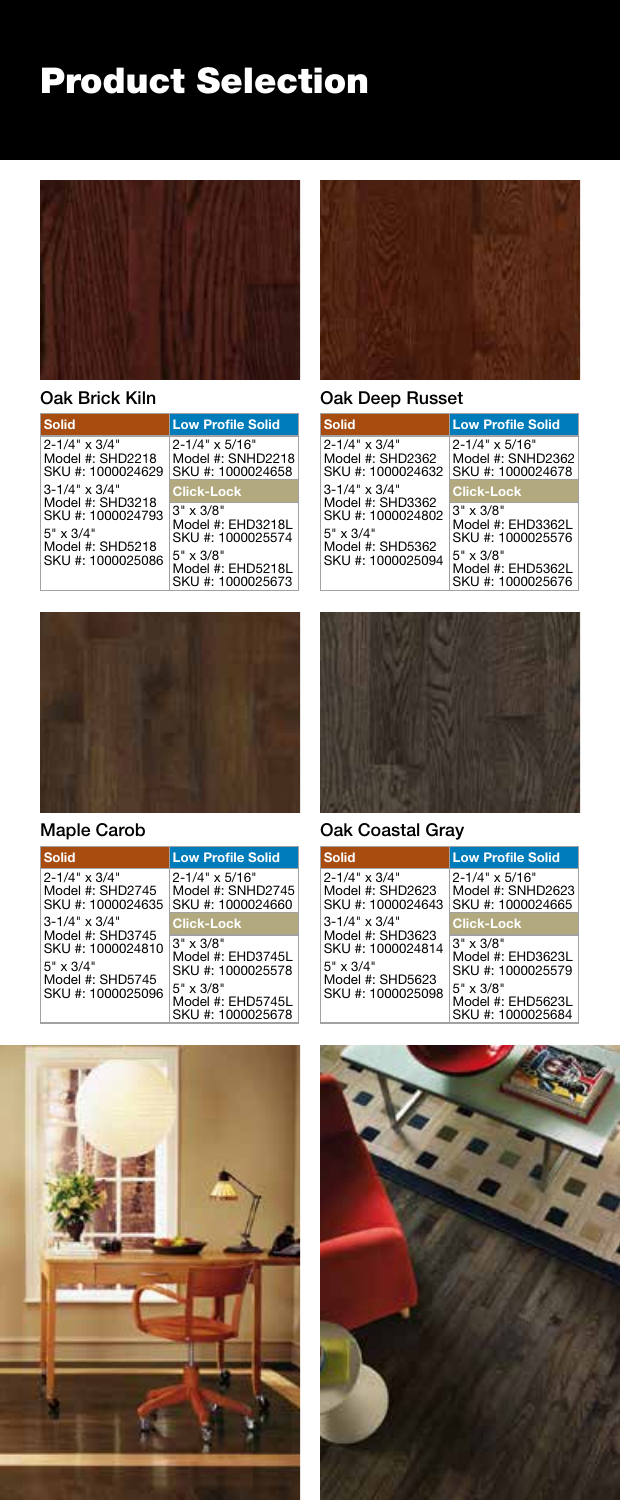# Product Selection

## Oak Brick Kiln

| Solid | Low Profile Solid |
| --- | --- |
| 2-1/4" x 3/4"<br>Model #: SHD2218<br>SKU #: 1000024629 | 2-1/4" x 5/16"<br>Model #: SNHD2218<br>SKU #: 1000024658 |
| 3-1/4" x 3/4"<br>Model #: SHD3218<br>SKU #: 1000024793 | **Click-Lock** |
| 5" x 3/4"<br>Model #: SHD5218<br>SKU #: 1000025086 | 3" x 3/8"<br>Model #: EHD3218L<br>SKU #: 1000025574 |
| | 5" x 3/8"<br>Model #: EHD5218L<br>SKU #: 1000025673 |

## Oak Deep Russet

| Solid | Low Profile Solid |
| --- | --- |
| 2-1/4" x 3/4"<br>Model #: SHD2362<br>SKU #: 1000024632 | 2-1/4" x 5/16"<br>Model #: SNHD2362<br>SKU #: 1000024678 |
| 3-1/4" x 3/4"<br>Model #: SHD3362<br>SKU #: 1000024802 | **Click-Lock** |
| 5" x 3/4"<br>Model #: SHD5362<br>SKU #: 1000025094 | 3" x 3/8"<br>Model #: EHD3362L<br>SKU #: 1000025576 |
| | 5" x 3/8"<br>Model #: EHD5362L<br>SKU #: 1000025676 |

## Maple Carob

| Solid | Low Profile Solid |
| --- | --- |
| 2-1/4" x 3/4"<br>Model #: SHD2745<br>SKU #: 1000024635 | 2-1/4" x 5/16"<br>Model #: SNHD2745<br>SKU #: 1000024660 |
| 3-1/4" x 3/4"<br>Model #: SHD3745<br>SKU #: 1000024810 | **Click-Lock** |
| 5" x 3/4"<br>Model #: SHD5745<br>SKU #: 1000025096 | 3" x 3/8"<br>Model #: EHD3745L<br>SKU #: 1000025578 |
| | 5" x 3/8"<br>Model #: EHD5745L<br>SKU #: 1000025678 |

## Oak Coastal Gray

| Solid | Low Profile Solid |
| --- | --- |
| 2-1/4" x 3/4"<br>Model #: SHD2623<br>SKU #: 1000024643 | 2-1/4" x 5/16"<br>Model #: SNHD2623<br>SKU #: 1000024665 |
| 3-1/4" x 3/4"<br>Model #: SHD3623<br>SKU #: 1000024814 | **Click-Lock** |
| 5" x 3/4"<br>Model #: SHD5623<br>SKU #: 1000025098 | 3" x 3/8"<br>Model #: EHD3623L<br>SKU #: 1000025579 |
| | 5" x 3/8"<br>Model #: EHD5623L<br>SKU #: 1000025684 |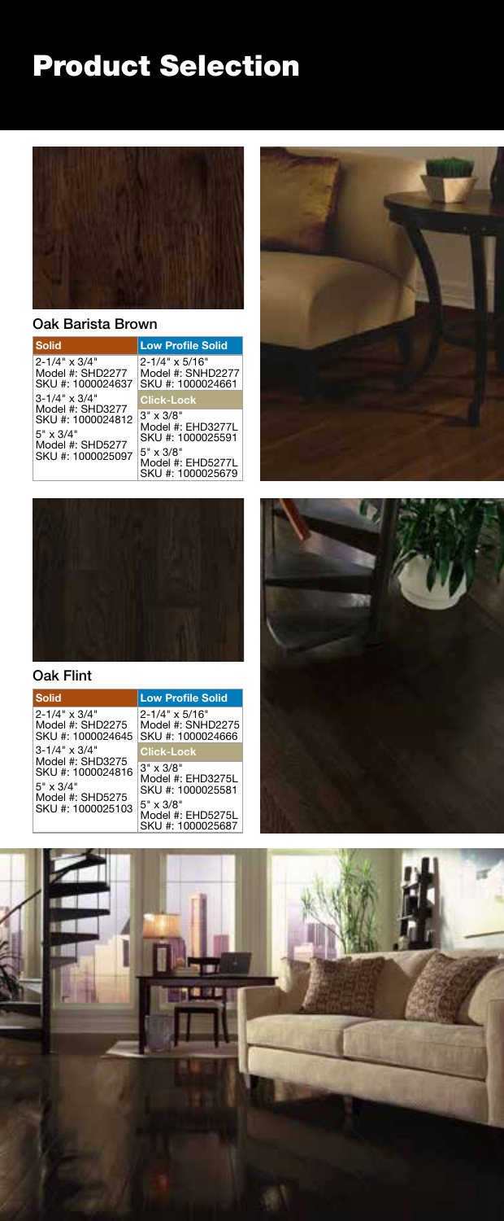# Product Selection

### Oak Barista Brown

| Solid | Low Profile Solid |
| --- | --- |
| 2-1/4" x 3/4"<br>Model #: SHD2277<br>SKU #: 1000024637 | 2-1/4" x 5/16"<br>Model #: SNHD2277<br>SKU #: 1000024661 |
| 3-1/4" x 3/4"<br>Model #: SHD3277<br>SKU #: 1000024812 | **Click-Lock** |
| 5" x 3/4"<br>Model #: SHD5277<br>SKU #: 1000025097 | 3" x 3/8"<br>Model #: EHD3277L<br>SKU #: 1000025591 |
| | 5" x 3/8"<br>Model #: EHD5277L<br>SKU #: 1000025679 |

### Oak Flint

| Solid | Low Profile Solid |
| --- | --- |
| 2-1/4" x 3/4"<br>Model #: SHD2275<br>SKU #: 1000024645 | 2-1/4" x 5/16"<br>Model #: SNHD2275<br>SKU #: 1000024666 |
| 3-1/4" x 3/4"<br>Model #: SHD3275<br>SKU #: 1000024816 | **Click-Lock** |
| 5" x 3/4"<br>Model #: SHD5275<br>SKU #: 1000025103 | 3" x 3/8"<br>Model #: EHD3275L<br>SKU #: 1000025581 |
| | 5" x 3/8"<br>Model #: EHD5275L<br>SKU #: 1000025687 |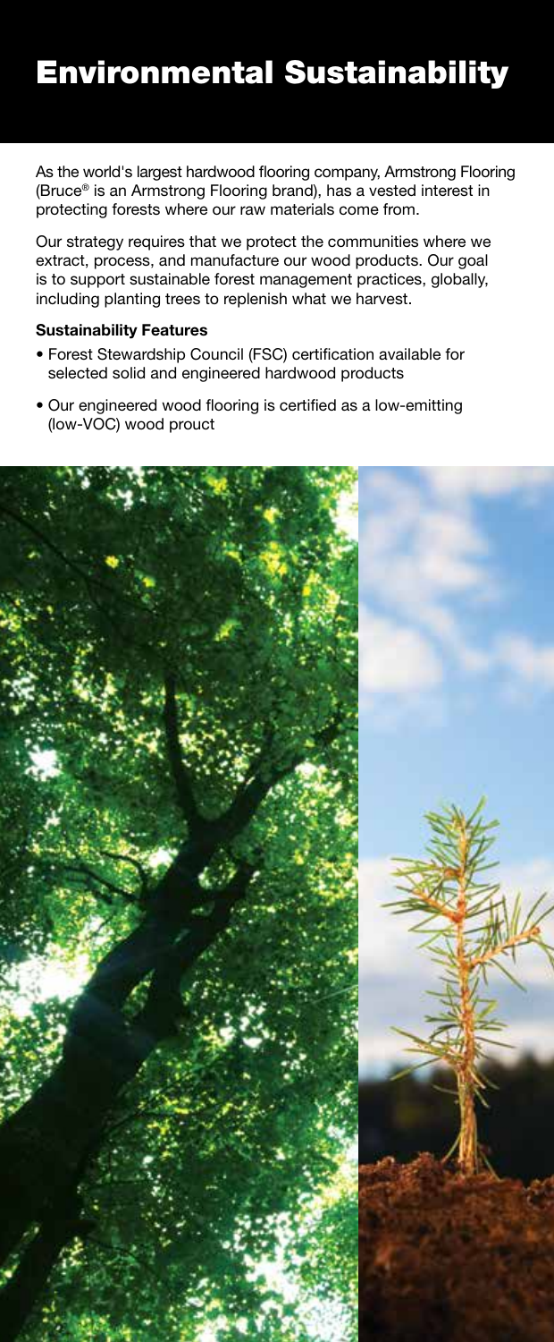# Environmental Sustainability

As the world's largest hardwood flooring company, Armstrong Flooring (Bruce® is an Armstrong Flooring brand), has a vested interest in protecting forests where our raw materials come from.

Our strategy requires that we protect the communities where we extract, process, and manufacture our wood products. Our goal is to support sustainable forest management practices, globally, including planting trees to replenish what we harvest.

**Sustainability Features**

- Forest Stewardship Council (FSC) certification available for selected solid and engineered hardwood products
- Our engineered wood flooring is certified as a low-emitting (low-VOC) wood prouct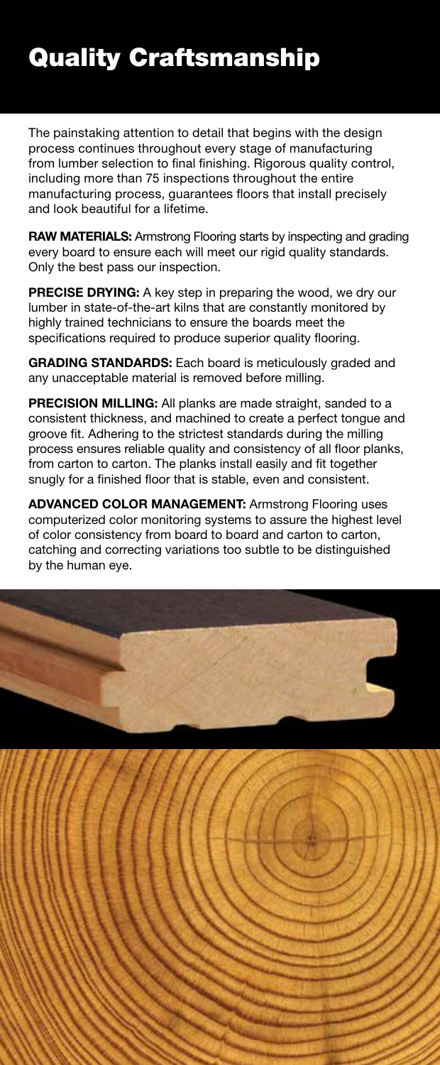# Quality Craftsmanship

The painstaking attention to detail that begins with the design process continues throughout every stage of manufacturing from lumber selection to final finishing. Rigorous quality control, including more than 75 inspections throughout the entire manufacturing process, guarantees floors that install precisely and look beautiful for a lifetime.

**RAW MATERIALS:** Armstrong Flooring starts by inspecting and grading every board to ensure each will meet our rigid quality standards. Only the best pass our inspection.

**PRECISE DRYING:** A key step in preparing the wood, we dry our lumber in state-of-the-art kilns that are constantly monitored by highly trained technicians to ensure the boards meet the specifications required to produce superior quality flooring.

**GRADING STANDARDS:** Each board is meticulously graded and any unacceptable material is removed before milling.

**PRECISION MILLING:** All planks are made straight, sanded to a consistent thickness, and machined to create a perfect tongue and groove fit. Adhering to the strictest standards during the milling process ensures reliable quality and consistency of all floor planks, from carton to carton. The planks install easily and fit together snugly for a finished floor that is stable, even and consistent.

**ADVANCED COLOR MANAGEMENT:** Armstrong Flooring uses computerized color monitoring systems to assure the highest level of color consistency from board to board and carton to carton, catching and correcting variations too subtle to be distinguished by the human eye.